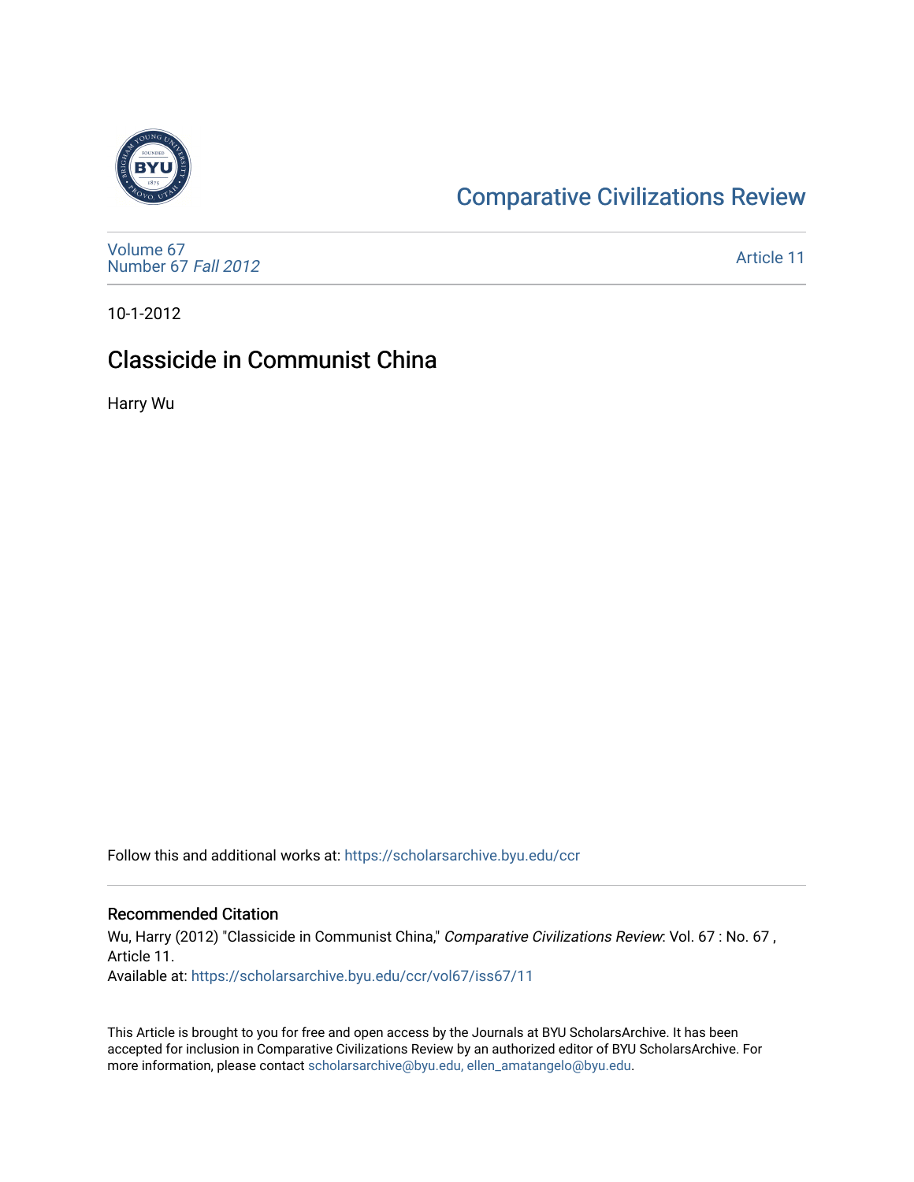[Comparative Civilizations Review](https://scholarsarchive.byu.edu/ccr)

[Volume 67
Number 67 *Fall 2012*](https://scholarsarchive.byu.edu/ccr/vol67) [Article 11](https://scholarsarchive.byu.edu/ccr/vol67/iss67/11)

10-1-2012

# Classicide in Communist China

Harry Wu

Follow this and additional works at: https://scholarsarchive.byu.edu/ccr

## Recommended Citation

Wu, Harry (2012) "Classicide in Communist China," *Comparative Civilizations Review*: Vol. 67 : No. 67 , Article 11.
Available at: https://scholarsarchive.byu.edu/ccr/vol67/iss67/11

This Article is brought to you for free and open access by the Journals at BYU ScholarsArchive. It has been accepted for inclusion in Comparative Civilizations Review by an authorized editor of BYU ScholarsArchive. For more information, please contact scholarsarchive@byu.edu, ellen_amatangelo@byu.edu.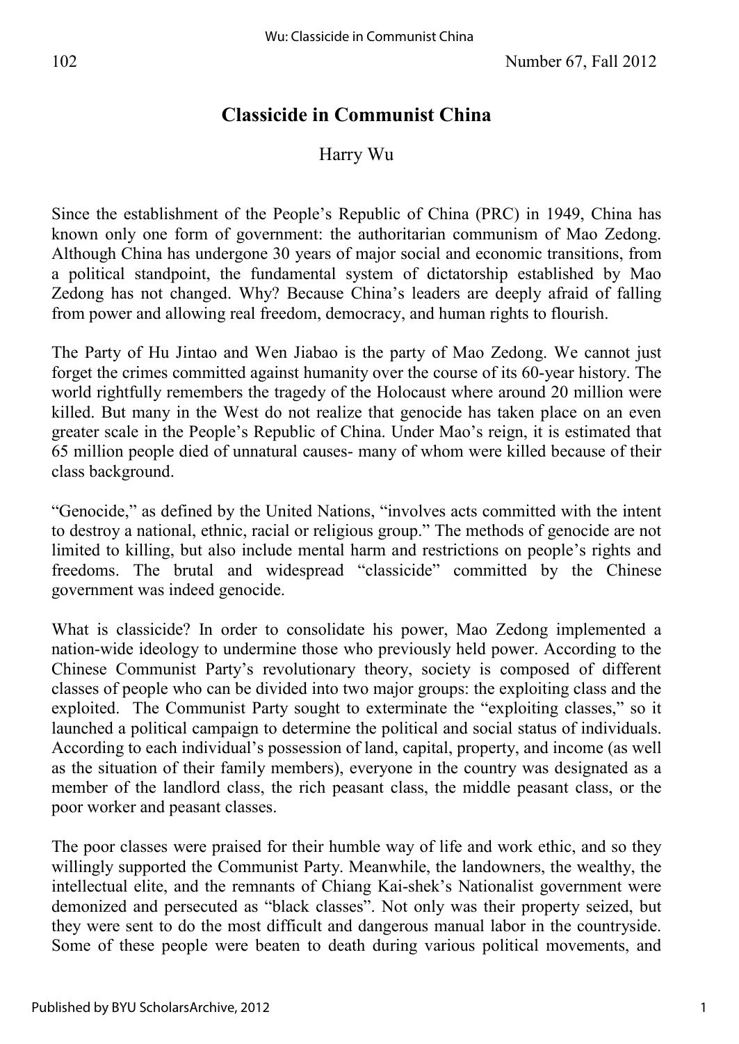# Classicide in Communist China

Harry Wu

Since the establishment of the People's Republic of China (PRC) in 1949, China has known only one form of government: the authoritarian communism of Mao Zedong. Although China has undergone 30 years of major social and economic transitions, from a political standpoint, the fundamental system of dictatorship established by Mao Zedong has not changed. Why? Because China's leaders are deeply afraid of falling from power and allowing real freedom, democracy, and human rights to flourish.

The Party of Hu Jintao and Wen Jiabao is the party of Mao Zedong. We cannot just forget the crimes committed against humanity over the course of its 60-year history. The world rightfully remembers the tragedy of the Holocaust where around 20 million were killed. But many in the West do not realize that genocide has taken place on an even greater scale in the People's Republic of China. Under Mao's reign, it is estimated that 65 million people died of unnatural causes- many of whom were killed because of their class background.

"Genocide," as defined by the United Nations, "involves acts committed with the intent to destroy a national, ethnic, racial or religious group." The methods of genocide are not limited to killing, but also include mental harm and restrictions on people's rights and freedoms. The brutal and widespread "classicide" committed by the Chinese government was indeed genocide.

What is classicide? In order to consolidate his power, Mao Zedong implemented a nation-wide ideology to undermine those who previously held power. According to the Chinese Communist Party's revolutionary theory, society is composed of different classes of people who can be divided into two major groups: the exploiting class and the exploited. The Communist Party sought to exterminate the "exploiting classes," so it launched a political campaign to determine the political and social status of individuals. According to each individual's possession of land, capital, property, and income (as well as the situation of their family members), everyone in the country was designated as a member of the landlord class, the rich peasant class, the middle peasant class, or the poor worker and peasant classes.

The poor classes were praised for their humble way of life and work ethic, and so they willingly supported the Communist Party. Meanwhile, the landowners, the wealthy, the intellectual elite, and the remnants of Chiang Kai-shek's Nationalist government were demonized and persecuted as "black classes". Not only was their property seized, but they were sent to do the most difficult and dangerous manual labor in the countryside. Some of these people were beaten to death during various political movements, and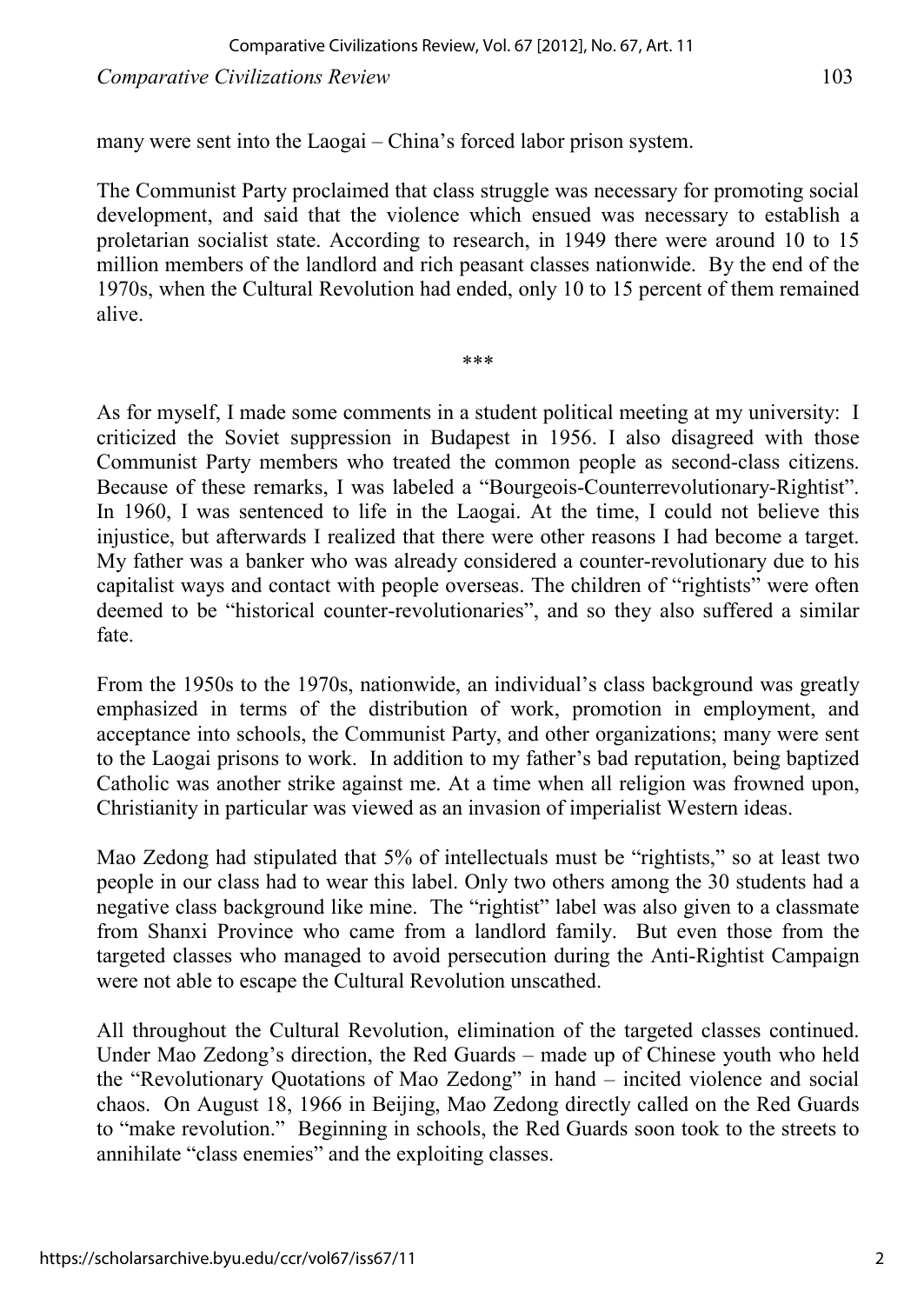many were sent into the Laogai – China's forced labor prison system.

The Communist Party proclaimed that class struggle was necessary for promoting social development, and said that the violence which ensued was necessary to establish a proletarian socialist state. According to research, in 1949 there were around 10 to 15 million members of the landlord and rich peasant classes nationwide. By the end of the 1970s, when the Cultural Revolution had ended, only 10 to 15 percent of them remained alive.

\*\*\*

As for myself, I made some comments in a student political meeting at my university: I criticized the Soviet suppression in Budapest in 1956. I also disagreed with those Communist Party members who treated the common people as second-class citizens. Because of these remarks, I was labeled a "Bourgeois-Counterrevolutionary-Rightist". In 1960, I was sentenced to life in the Laogai. At the time, I could not believe this injustice, but afterwards I realized that there were other reasons I had become a target. My father was a banker who was already considered a counter-revolutionary due to his capitalist ways and contact with people overseas. The children of "rightists" were often deemed to be "historical counter-revolutionaries", and so they also suffered a similar fate.

From the 1950s to the 1970s, nationwide, an individual's class background was greatly emphasized in terms of the distribution of work, promotion in employment, and acceptance into schools, the Communist Party, and other organizations; many were sent to the Laogai prisons to work. In addition to my father's bad reputation, being baptized Catholic was another strike against me. At a time when all religion was frowned upon, Christianity in particular was viewed as an invasion of imperialist Western ideas.

Mao Zedong had stipulated that 5% of intellectuals must be "rightists," so at least two people in our class had to wear this label. Only two others among the 30 students had a negative class background like mine. The "rightist" label was also given to a classmate from Shanxi Province who came from a landlord family. But even those from the targeted classes who managed to avoid persecution during the Anti-Rightist Campaign were not able to escape the Cultural Revolution unscathed.

All throughout the Cultural Revolution, elimination of the targeted classes continued. Under Mao Zedong's direction, the Red Guards – made up of Chinese youth who held the "Revolutionary Quotations of Mao Zedong" in hand – incited violence and social chaos. On August 18, 1966 in Beijing, Mao Zedong directly called on the Red Guards to "make revolution." Beginning in schools, the Red Guards soon took to the streets to annihilate "class enemies" and the exploiting classes.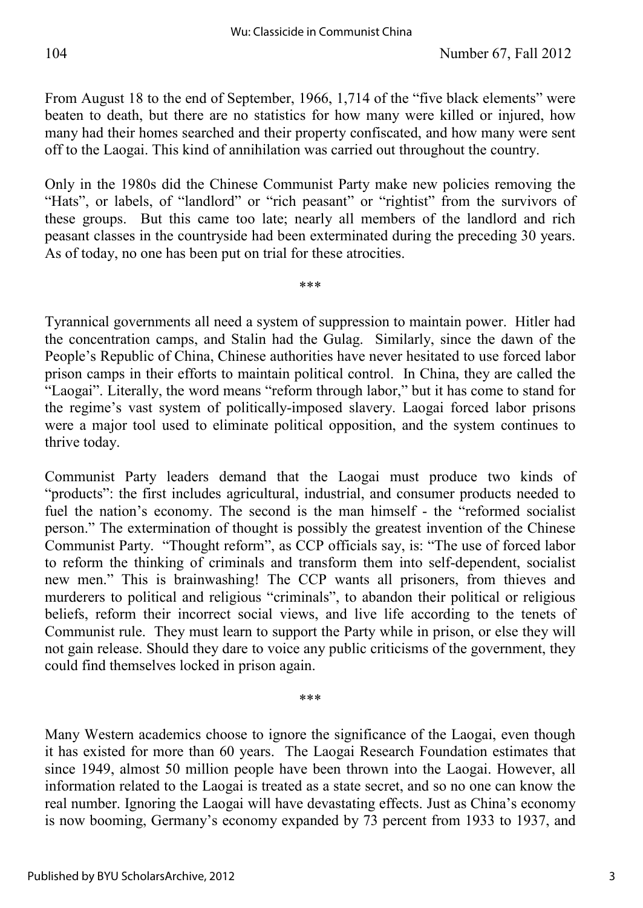From August 18 to the end of September, 1966, 1,714 of the "five black elements" were beaten to death, but there are no statistics for how many were killed or injured, how many had their homes searched and their property confiscated, and how many were sent off to the Laogai. This kind of annihilation was carried out throughout the country.

Only in the 1980s did the Chinese Communist Party make new policies removing the "Hats", or labels, of "landlord" or "rich peasant" or "rightist" from the survivors of these groups. But this came too late; nearly all members of the landlord and rich peasant classes in the countryside had been exterminated during the preceding 30 years. As of today, no one has been put on trial for these atrocities.

\*\*\*

Tyrannical governments all need a system of suppression to maintain power. Hitler had the concentration camps, and Stalin had the Gulag. Similarly, since the dawn of the People's Republic of China, Chinese authorities have never hesitated to use forced labor prison camps in their efforts to maintain political control. In China, they are called the "Laogai". Literally, the word means "reform through labor," but it has come to stand for the regime's vast system of politically-imposed slavery. Laogai forced labor prisons were a major tool used to eliminate political opposition, and the system continues to thrive today.

Communist Party leaders demand that the Laogai must produce two kinds of "products": the first includes agricultural, industrial, and consumer products needed to fuel the nation's economy. The second is the man himself - the "reformed socialist person." The extermination of thought is possibly the greatest invention of the Chinese Communist Party. "Thought reform", as CCP officials say, is: "The use of forced labor to reform the thinking of criminals and transform them into self-dependent, socialist new men." This is brainwashing! The CCP wants all prisoners, from thieves and murderers to political and religious "criminals", to abandon their political or religious beliefs, reform their incorrect social views, and live life according to the tenets of Communist rule. They must learn to support the Party while in prison, or else they will not gain release. Should they dare to voice any public criticisms of the government, they could find themselves locked in prison again.

\*\*\*

Many Western academics choose to ignore the significance of the Laogai, even though it has existed for more than 60 years. The Laogai Research Foundation estimates that since 1949, almost 50 million people have been thrown into the Laogai. However, all information related to the Laogai is treated as a state secret, and so no one can know the real number. Ignoring the Laogai will have devastating effects. Just as China's economy is now booming, Germany's economy expanded by 73 percent from 1933 to 1937, and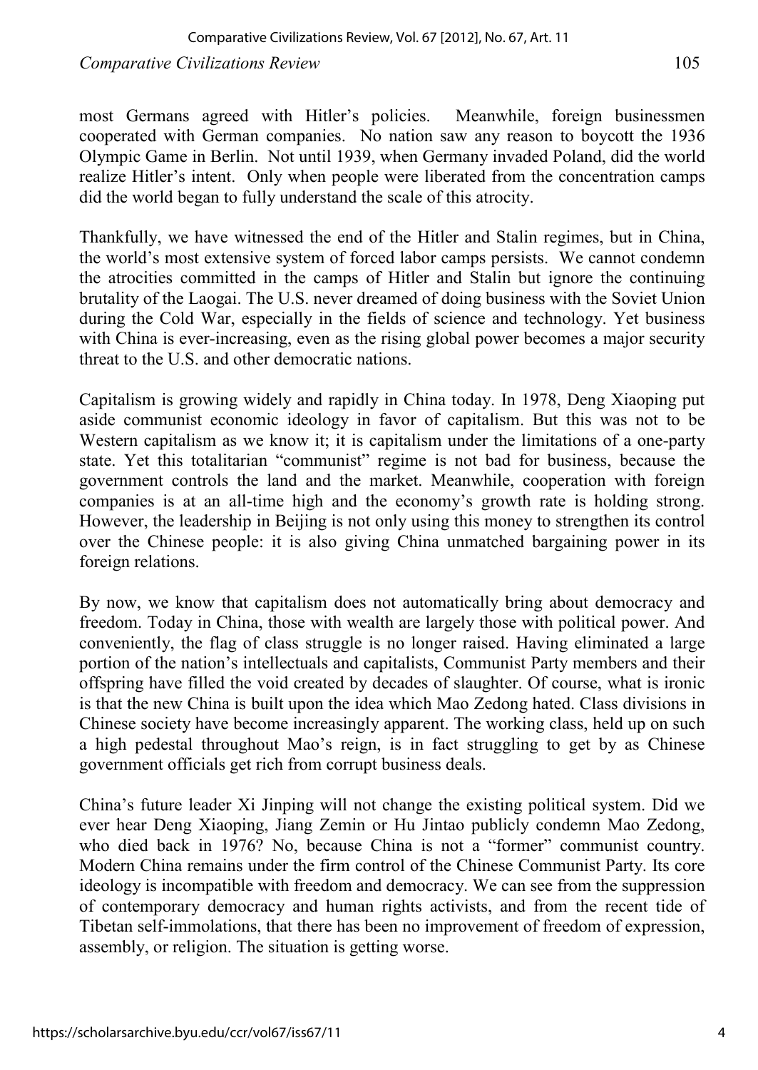most Germans agreed with Hitler's policies. Meanwhile, foreign businessmen cooperated with German companies. No nation saw any reason to boycott the 1936 Olympic Game in Berlin. Not until 1939, when Germany invaded Poland, did the world realize Hitler's intent. Only when people were liberated from the concentration camps did the world began to fully understand the scale of this atrocity.

Thankfully, we have witnessed the end of the Hitler and Stalin regimes, but in China, the world's most extensive system of forced labor camps persists. We cannot condemn the atrocities committed in the camps of Hitler and Stalin but ignore the continuing brutality of the Laogai. The U.S. never dreamed of doing business with the Soviet Union during the Cold War, especially in the fields of science and technology. Yet business with China is ever-increasing, even as the rising global power becomes a major security threat to the U.S. and other democratic nations.

Capitalism is growing widely and rapidly in China today. In 1978, Deng Xiaoping put aside communist economic ideology in favor of capitalism. But this was not to be Western capitalism as we know it; it is capitalism under the limitations of a one-party state. Yet this totalitarian "communist" regime is not bad for business, because the government controls the land and the market. Meanwhile, cooperation with foreign companies is at an all-time high and the economy's growth rate is holding strong. However, the leadership in Beijing is not only using this money to strengthen its control over the Chinese people: it is also giving China unmatched bargaining power in its foreign relations.

By now, we know that capitalism does not automatically bring about democracy and freedom. Today in China, those with wealth are largely those with political power. And conveniently, the flag of class struggle is no longer raised. Having eliminated a large portion of the nation's intellectuals and capitalists, Communist Party members and their offspring have filled the void created by decades of slaughter. Of course, what is ironic is that the new China is built upon the idea which Mao Zedong hated. Class divisions in Chinese society have become increasingly apparent. The working class, held up on such a high pedestal throughout Mao's reign, is in fact struggling to get by as Chinese government officials get rich from corrupt business deals.

China's future leader Xi Jinping will not change the existing political system. Did we ever hear Deng Xiaoping, Jiang Zemin or Hu Jintao publicly condemn Mao Zedong, who died back in 1976? No, because China is not a "former" communist country. Modern China remains under the firm control of the Chinese Communist Party. Its core ideology is incompatible with freedom and democracy. We can see from the suppression of contemporary democracy and human rights activists, and from the recent tide of Tibetan self-immolations, that there has been no improvement of freedom of expression, assembly, or religion. The situation is getting worse.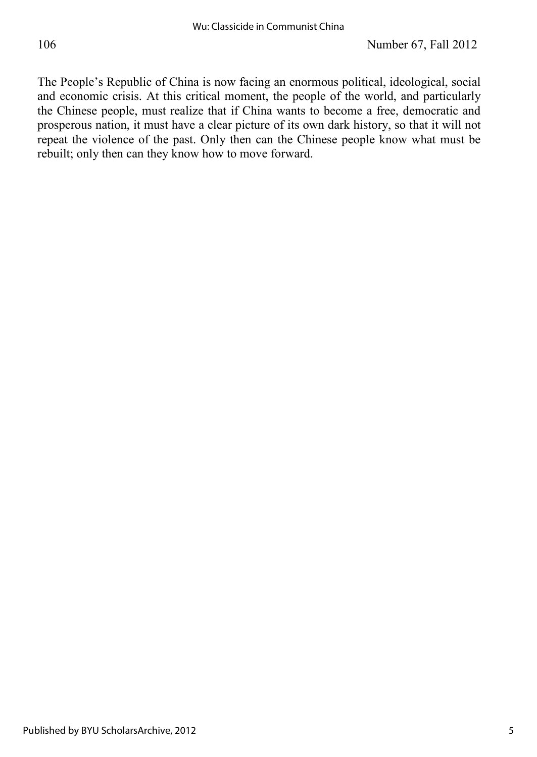The People's Republic of China is now facing an enormous political, ideological, social and economic crisis. At this critical moment, the people of the world, and particularly the Chinese people, must realize that if China wants to become a free, democratic and prosperous nation, it must have a clear picture of its own dark history, so that it will not repeat the violence of the past. Only then can the Chinese people know what must be rebuilt; only then can they know how to move forward.